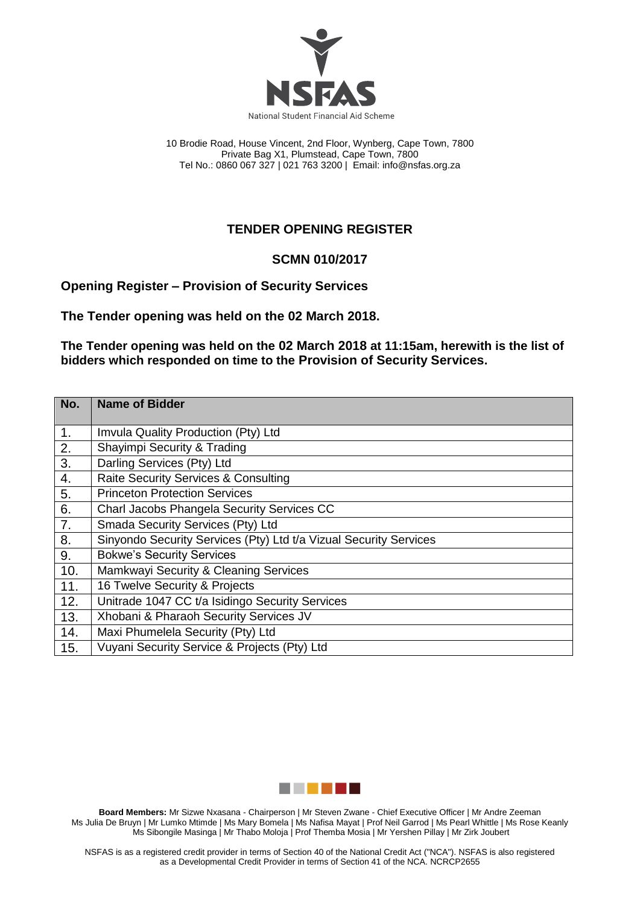NSFAS

National Student Financial Aid Scheme

10 Brodie Road, House Vincent, 2nd Floor, Wynberg, Cape Town, 7800
Private Bag X1, Plumstead, Cape Town, 7800
Tel No.: 0860 067 327 | 021 763 3200 | Email: info@nsfas.org.za

# TENDER OPENING REGISTER

## SCMN 010/2017

**Opening Register – Provision of Security Services**

**The Tender opening was held on the 02 March 2018.**

**The Tender opening was held on the 02 March 2018 at 11:15am, herewith is the list of bidders which responded on time to the Provision of Security Services.**

| No. | Name of Bidder |
|---|---|
| 1. | Imvula Quality Production (Pty) Ltd |
| 2. | Shayimpi Security & Trading |
| 3. | Darling Services (Pty) Ltd |
| 4. | Raite Security Services & Consulting |
| 5. | Princeton Protection Services |
| 6. | Charl Jacobs Phangela Security Services CC |
| 7. | Smada Security Services (Pty) Ltd |
| 8. | Sinyondo Security Services (Pty) Ltd t/a Vizual Security Services |
| 9. | Bokwe's Security Services |
| 10. | Mamkwayi Security & Cleaning Services |
| 11. | 16 Twelve Security & Projects |
| 12. | Unitrade 1047 CC t/a Isidingo Security Services |
| 13. | Xhobani & Pharaoh Security Services JV |
| 14. | Maxi Phumelela Security (Pty) Ltd |
| 15. | Vuyani Security Service & Projects (Pty) Ltd |

**Board Members:** Mr Sizwe Nxasana - Chairperson | Mr Steven Zwane - Chief Executive Officer | Mr Andre Zeeman
Ms Julia De Bruyn | Mr Lumko Mtimde | Ms Mary Bomela | Ms Nafisa Mayat | Prof Neil Garrod | Ms Pearl Whittle | Ms Rose Keanly
Ms Sibongile Masinga | Mr Thabo Moloja | Prof Themba Mosia | Mr Yershen Pillay | Mr Zirk Joubert

NSFAS is as a registered credit provider in terms of Section 40 of the National Credit Act ("NCA"). NSFAS is also registered as a Developmental Credit Provider in terms of Section 41 of the NCA. NCRCP2655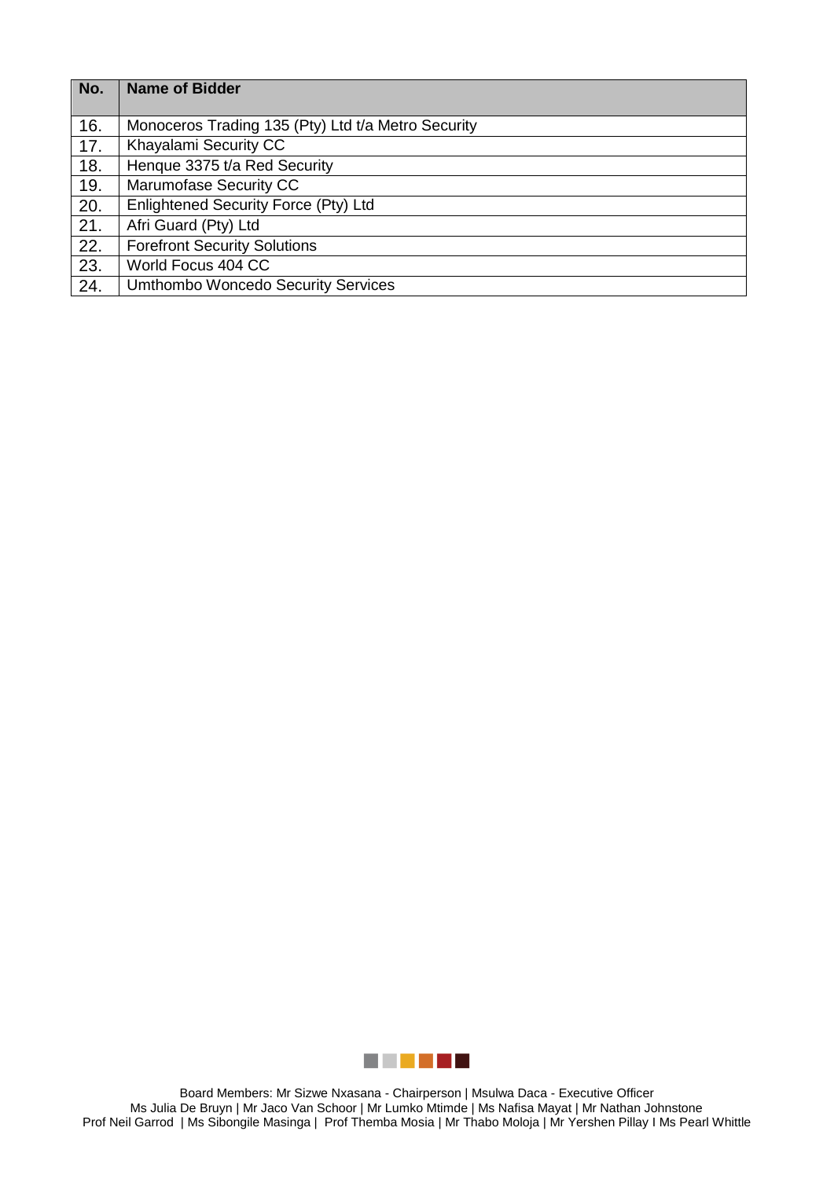| No. | Name of Bidder |
|---|---|
| 16. | Monoceros Trading 135 (Pty) Ltd t/a Metro Security |
| 17. | Khayalami Security CC |
| 18. | Henque 3375 t/a Red Security |
| 19. | Marumofase Security CC |
| 20. | Enlightened Security Force (Pty) Ltd |
| 21. | Afri Guard (Pty) Ltd |
| 22. | Forefront Security Solutions |
| 23. | World Focus 404 CC |
| 24. | Umthombo Woncedo Security Services |